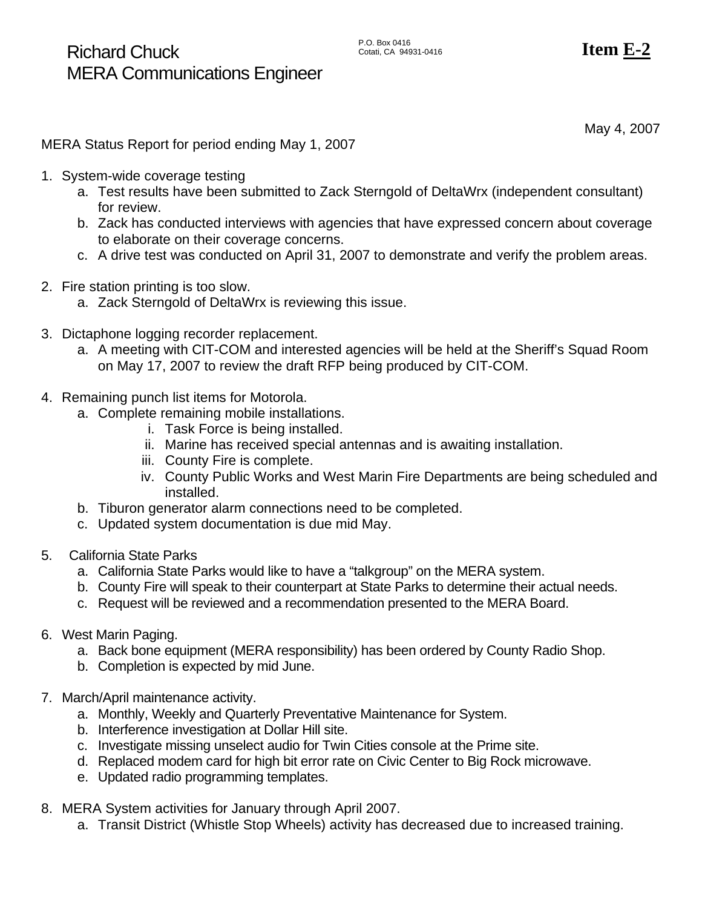Richard Chuck
MERA Communications Engineer

P.O. Box 0416
Cotati, CA 94931-0416

**Item E-2**

May 4, 2007

MERA Status Report for period ending May 1, 2007

1. System-wide coverage testing
   a. Test results have been submitted to Zack Sterngold of DeltaWrx (independent consultant) for review.
   b. Zack has conducted interviews with agencies that have expressed concern about coverage to elaborate on their coverage concerns.
   c. A drive test was conducted on April 31, 2007 to demonstrate and verify the problem areas.

2. Fire station printing is too slow.
   a. Zack Sterngold of DeltaWrx is reviewing this issue.

3. Dictaphone logging recorder replacement.
   a. A meeting with CIT-COM and interested agencies will be held at the Sheriff's Squad Room on May 17, 2007 to review the draft RFP being produced by CIT-COM.

4. Remaining punch list items for Motorola.
   a. Complete remaining mobile installations.
      i. Task Force is being installed.
      ii. Marine has received special antennas and is awaiting installation.
      iii. County Fire is complete.
      iv. County Public Works and West Marin Fire Departments are being scheduled and installed.
   b. Tiburon generator alarm connections need to be completed.
   c. Updated system documentation is due mid May.

5. California State Parks
   a. California State Parks would like to have a "talkgroup" on the MERA system.
   b. County Fire will speak to their counterpart at State Parks to determine their actual needs.
   c. Request will be reviewed and a recommendation presented to the MERA Board.

6. West Marin Paging.
   a. Back bone equipment (MERA responsibility) has been ordered by County Radio Shop.
   b. Completion is expected by mid June.

7. March/April maintenance activity.
   a. Monthly, Weekly and Quarterly Preventative Maintenance for System.
   b. Interference investigation at Dollar Hill site.
   c. Investigate missing unselect audio for Twin Cities console at the Prime site.
   d. Replaced modem card for high bit error rate on Civic Center to Big Rock microwave.
   e. Updated radio programming templates.

8. MERA System activities for January through April 2007.
   a. Transit District (Whistle Stop Wheels) activity has decreased due to increased training.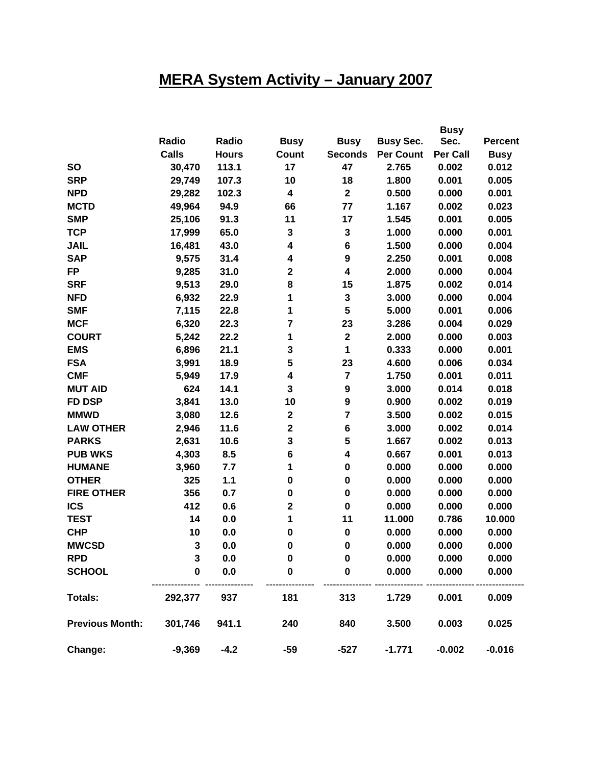# MERA System Activity – January 2007

| | Radio Calls | Radio Hours | Busy Count | Busy Seconds | Busy Sec. Per Count | Busy Sec. Per Call | Percent Busy |
|---|---|---|---|---|---|---|---|
| SO | 30,470 | 113.1 | 17 | 47 | 2.765 | 0.002 | 0.012 |
| SRP | 29,749 | 107.3 | 10 | 18 | 1.800 | 0.001 | 0.005 |
| NPD | 29,282 | 102.3 | 4 | 2 | 0.500 | 0.000 | 0.001 |
| MCTD | 49,964 | 94.9 | 66 | 77 | 1.167 | 0.002 | 0.023 |
| SMP | 25,106 | 91.3 | 11 | 17 | 1.545 | 0.001 | 0.005 |
| TCP | 17,999 | 65.0 | 3 | 3 | 1.000 | 0.000 | 0.001 |
| JAIL | 16,481 | 43.0 | 4 | 6 | 1.500 | 0.000 | 0.004 |
| SAP | 9,575 | 31.4 | 4 | 9 | 2.250 | 0.001 | 0.008 |
| FP | 9,285 | 31.0 | 2 | 4 | 2.000 | 0.000 | 0.004 |
| SRF | 9,513 | 29.0 | 8 | 15 | 1.875 | 0.002 | 0.014 |
| NFD | 6,932 | 22.9 | 1 | 3 | 3.000 | 0.000 | 0.004 |
| SMF | 7,115 | 22.8 | 1 | 5 | 5.000 | 0.001 | 0.006 |
| MCF | 6,320 | 22.3 | 7 | 23 | 3.286 | 0.004 | 0.029 |
| COURT | 5,242 | 22.2 | 1 | 2 | 2.000 | 0.000 | 0.003 |
| EMS | 6,896 | 21.1 | 3 | 1 | 0.333 | 0.000 | 0.001 |
| FSA | 3,991 | 18.9 | 5 | 23 | 4.600 | 0.006 | 0.034 |
| CMF | 5,949 | 17.9 | 4 | 7 | 1.750 | 0.001 | 0.011 |
| MUT AID | 624 | 14.1 | 3 | 9 | 3.000 | 0.014 | 0.018 |
| FD DSP | 3,841 | 13.0 | 10 | 9 | 0.900 | 0.002 | 0.019 |
| MMWD | 3,080 | 12.6 | 2 | 7 | 3.500 | 0.002 | 0.015 |
| LAW OTHER | 2,946 | 11.6 | 2 | 6 | 3.000 | 0.002 | 0.014 |
| PARKS | 2,631 | 10.6 | 3 | 5 | 1.667 | 0.002 | 0.013 |
| PUB WKS | 4,303 | 8.5 | 6 | 4 | 0.667 | 0.001 | 0.013 |
| HUMANE | 3,960 | 7.7 | 1 | 0 | 0.000 | 0.000 | 0.000 |
| OTHER | 325 | 1.1 | 0 | 0 | 0.000 | 0.000 | 0.000 |
| FIRE OTHER | 356 | 0.7 | 0 | 0 | 0.000 | 0.000 | 0.000 |
| ICS | 412 | 0.6 | 2 | 0 | 0.000 | 0.000 | 0.000 |
| TEST | 14 | 0.0 | 1 | 11 | 11.000 | 0.786 | 10.000 |
| CHP | 10 | 0.0 | 0 | 0 | 0.000 | 0.000 | 0.000 |
| MWCSD | 3 | 0.0 | 0 | 0 | 0.000 | 0.000 | 0.000 |
| RPD | 3 | 0.0 | 0 | 0 | 0.000 | 0.000 | 0.000 |
| SCHOOL | 0 | 0.0 | 0 | 0 | 0.000 | 0.000 | 0.000 |
| **Totals:** | 292,377 | 937 | 181 | 313 | 1.729 | 0.001 | 0.009 |
| **Previous Month:** | 301,746 | 941.1 | 240 | 840 | 3.500 | 0.003 | 0.025 |
| **Change:** | -9,369 | -4.2 | -59 | -527 | -1.771 | -0.002 | -0.016 |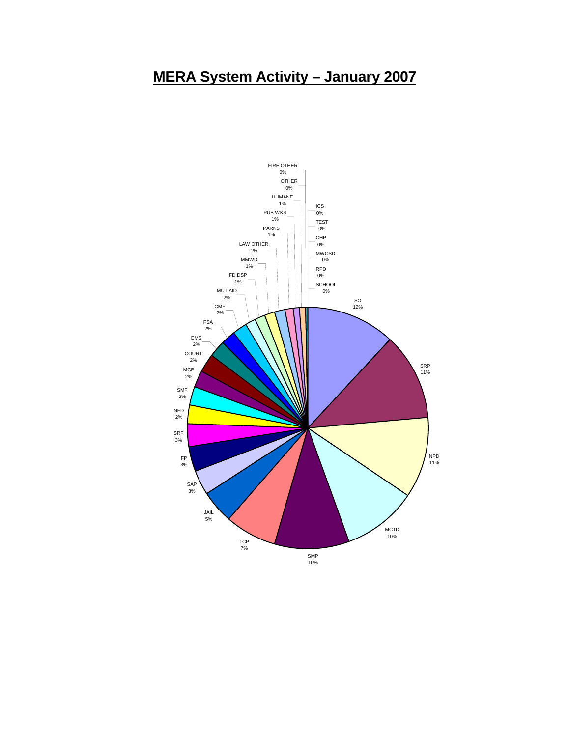# MERA System Activity – January 2007

| Category | Percentage |
| --- | --- |
| SO | 12% |
| SRP | 11% |
| NPD | 11% |
| MCTD | 10% |
| SMP | 10% |
| TCP | 7% |
| JAIL | 5% |
| SAP | 3% |
| FP | 3% |
| SRF | 3% |
| NFD | 2% |
| SMF | 2% |
| MCF | 2% |
| COURT | 2% |
| EMS | 2% |
| FSA | 2% |
| CMF | 2% |
| MUT AID | 2% |
| FD DSP | 1% |
| MMWD | 1% |
| LAW OTHER | 1% |
| PARKS | 1% |
| PUB WKS | 1% |
| HUMANE | 1% |
| OTHER | 0% |
| FIRE OTHER | 0% |
| ICS | 0% |
| TEST | 0% |
| CHP | 0% |
| MWCSD | 0% |
| RPD | 0% |
| SCHOOL | 0% |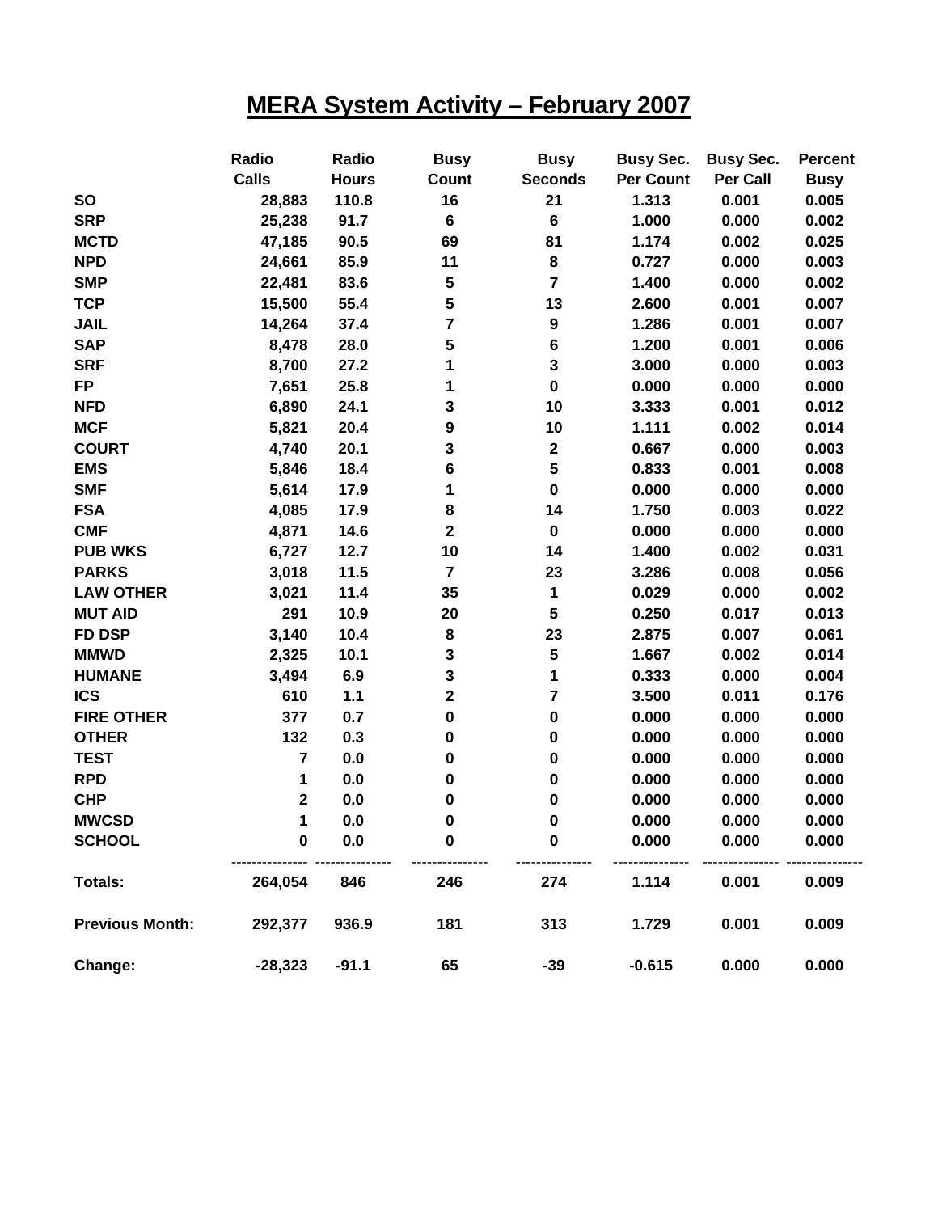# MERA System Activity – February 2007

| | Radio Calls | Radio Hours | Busy Count | Busy Seconds | Busy Sec. Per Count | Busy Sec. Per Call | Percent Busy |
|---|---|---|---|---|---|---|---|
| **SO** | 28,883 | 110.8 | 16 | 21 | 1.313 | 0.001 | 0.005 |
| **SRP** | 25,238 | 91.7 | 6 | 6 | 1.000 | 0.000 | 0.002 |
| **MCTD** | 47,185 | 90.5 | 69 | 81 | 1.174 | 0.002 | 0.025 |
| **NPD** | 24,661 | 85.9 | 11 | 8 | 0.727 | 0.000 | 0.003 |
| **SMP** | 22,481 | 83.6 | 5 | 7 | 1.400 | 0.000 | 0.002 |
| **TCP** | 15,500 | 55.4 | 5 | 13 | 2.600 | 0.001 | 0.007 |
| **JAIL** | 14,264 | 37.4 | 7 | 9 | 1.286 | 0.001 | 0.007 |
| **SAP** | 8,478 | 28.0 | 5 | 6 | 1.200 | 0.001 | 0.006 |
| **SRF** | 8,700 | 27.2 | 1 | 3 | 3.000 | 0.000 | 0.003 |
| **FP** | 7,651 | 25.8 | 1 | 0 | 0.000 | 0.000 | 0.000 |
| **NFD** | 6,890 | 24.1 | 3 | 10 | 3.333 | 0.001 | 0.012 |
| **MCF** | 5,821 | 20.4 | 9 | 10 | 1.111 | 0.002 | 0.014 |
| **COURT** | 4,740 | 20.1 | 3 | 2 | 0.667 | 0.000 | 0.003 |
| **EMS** | 5,846 | 18.4 | 6 | 5 | 0.833 | 0.001 | 0.008 |
| **SMF** | 5,614 | 17.9 | 1 | 0 | 0.000 | 0.000 | 0.000 |
| **FSA** | 4,085 | 17.9 | 8 | 14 | 1.750 | 0.003 | 0.022 |
| **CMF** | 4,871 | 14.6 | 2 | 0 | 0.000 | 0.000 | 0.000 |
| **PUB WKS** | 6,727 | 12.7 | 10 | 14 | 1.400 | 0.002 | 0.031 |
| **PARKS** | 3,018 | 11.5 | 7 | 23 | 3.286 | 0.008 | 0.056 |
| **LAW OTHER** | 3,021 | 11.4 | 35 | 1 | 0.029 | 0.000 | 0.002 |
| **MUT AID** | 291 | 10.9 | 20 | 5 | 0.250 | 0.017 | 0.013 |
| **FD DSP** | 3,140 | 10.4 | 8 | 23 | 2.875 | 0.007 | 0.061 |
| **MMWD** | 2,325 | 10.1 | 3 | 5 | 1.667 | 0.002 | 0.014 |
| **HUMANE** | 3,494 | 6.9 | 3 | 1 | 0.333 | 0.000 | 0.004 |
| **ICS** | 610 | 1.1 | 2 | 7 | 3.500 | 0.011 | 0.176 |
| **FIRE OTHER** | 377 | 0.7 | 0 | 0 | 0.000 | 0.000 | 0.000 |
| **OTHER** | 132 | 0.3 | 0 | 0 | 0.000 | 0.000 | 0.000 |
| **TEST** | 7 | 0.0 | 0 | 0 | 0.000 | 0.000 | 0.000 |
| **RPD** | 1 | 0.0 | 0 | 0 | 0.000 | 0.000 | 0.000 |
| **CHP** | 2 | 0.0 | 0 | 0 | 0.000 | 0.000 | 0.000 |
| **MWCSD** | 1 | 0.0 | 0 | 0 | 0.000 | 0.000 | 0.000 |
| **SCHOOL** | 0 | 0.0 | 0 | 0 | 0.000 | 0.000 | 0.000 |
| **Totals:** | 264,054 | 846 | 246 | 274 | 1.114 | 0.001 | 0.009 |
| **Previous Month:** | 292,377 | 936.9 | 181 | 313 | 1.729 | 0.001 | 0.009 |
| **Change:** | -28,323 | -91.1 | 65 | -39 | -0.615 | 0.000 | 0.000 |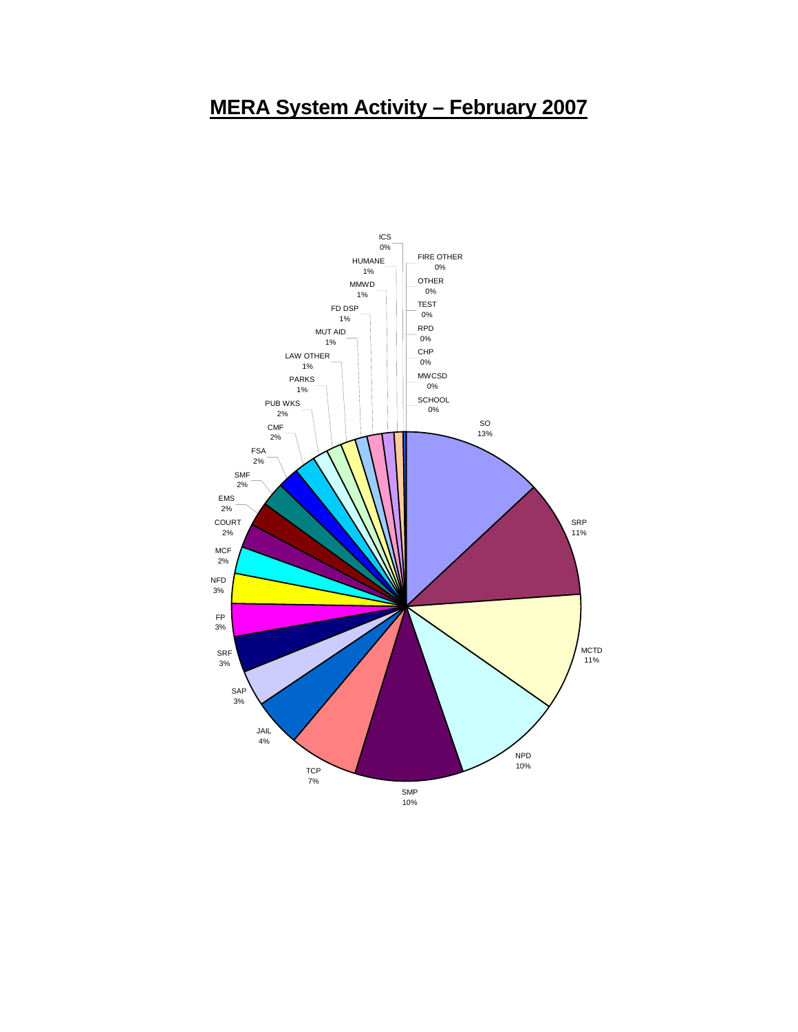# MERA System Activity – February 2007

| Category | Percentage |
|---|---|
| SO | 13% |
| SRP | 11% |
| MCTD | 11% |
| NPD | 10% |
| SMP | 10% |
| TCP | 7% |
| JAIL | 4% |
| SAP | 3% |
| SRF | 3% |
| FP | 3% |
| NFD | 3% |
| MCF | 2% |
| COURT | 2% |
| EMS | 2% |
| SMF | 2% |
| FSA | 2% |
| CMF | 2% |
| PUB WKS | 2% |
| PARKS | 1% |
| LAW OTHER | 1% |
| MUT AID | 1% |
| FD DSP | 1% |
| MMWD | 1% |
| HUMANE | 1% |
| ICS | 0% |
| FIRE OTHER | 0% |
| OTHER | 0% |
| TEST | 0% |
| RPD | 0% |
| CHP | 0% |
| MWCSD | 0% |
| SCHOOL | 0% |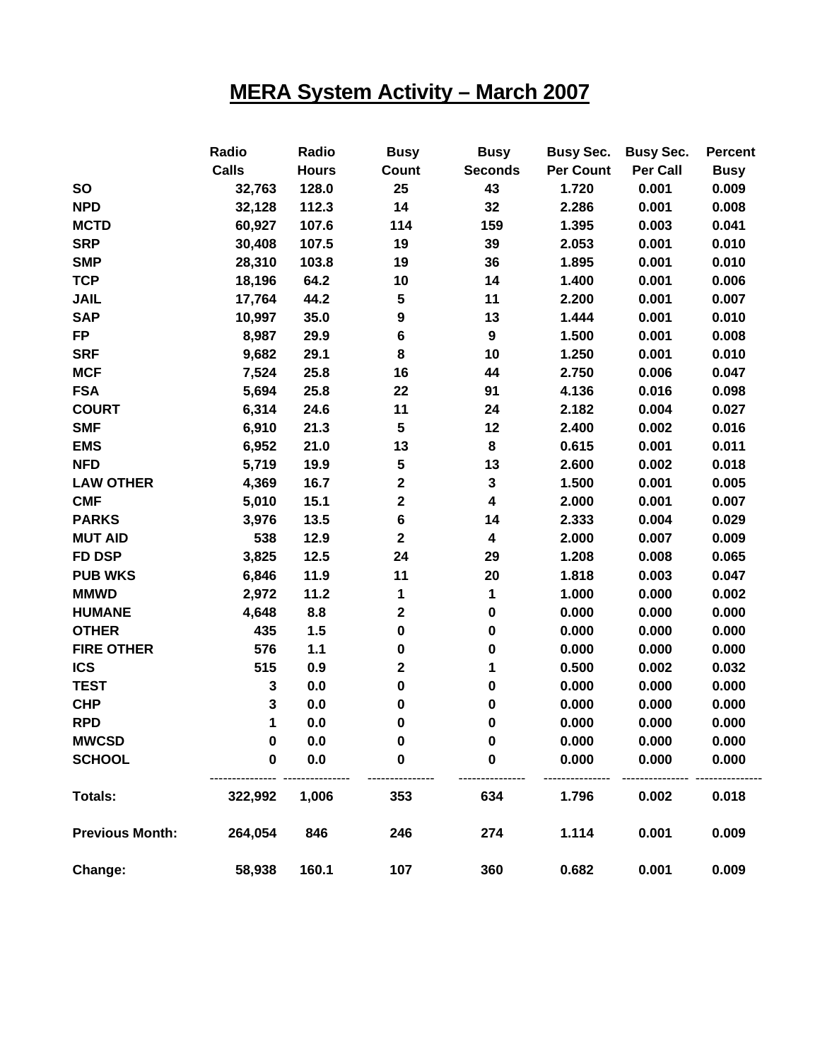# MERA System Activity – March 2007

| | Radio Calls | Radio Hours | Busy Count | Busy Seconds | Busy Sec. Per Count | Busy Sec. Per Call | Percent Busy |
|---|---|---|---|---|---|---|---|
| **SO** | 32,763 | 128.0 | 25 | 43 | 1.720 | 0.001 | 0.009 |
| **NPD** | 32,128 | 112.3 | 14 | 32 | 2.286 | 0.001 | 0.008 |
| **MCTD** | 60,927 | 107.6 | 114 | 159 | 1.395 | 0.003 | 0.041 |
| **SRP** | 30,408 | 107.5 | 19 | 39 | 2.053 | 0.001 | 0.010 |
| **SMP** | 28,310 | 103.8 | 19 | 36 | 1.895 | 0.001 | 0.010 |
| **TCP** | 18,196 | 64.2 | 10 | 14 | 1.400 | 0.001 | 0.006 |
| **JAIL** | 17,764 | 44.2 | 5 | 11 | 2.200 | 0.001 | 0.007 |
| **SAP** | 10,997 | 35.0 | 9 | 13 | 1.444 | 0.001 | 0.010 |
| **FP** | 8,987 | 29.9 | 6 | 9 | 1.500 | 0.001 | 0.008 |
| **SRF** | 9,682 | 29.1 | 8 | 10 | 1.250 | 0.001 | 0.010 |
| **MCF** | 7,524 | 25.8 | 16 | 44 | 2.750 | 0.006 | 0.047 |
| **FSA** | 5,694 | 25.8 | 22 | 91 | 4.136 | 0.016 | 0.098 |
| **COURT** | 6,314 | 24.6 | 11 | 24 | 2.182 | 0.004 | 0.027 |
| **SMF** | 6,910 | 21.3 | 5 | 12 | 2.400 | 0.002 | 0.016 |
| **EMS** | 6,952 | 21.0 | 13 | 8 | 0.615 | 0.001 | 0.011 |
| **NFD** | 5,719 | 19.9 | 5 | 13 | 2.600 | 0.002 | 0.018 |
| **LAW OTHER** | 4,369 | 16.7 | 2 | 3 | 1.500 | 0.001 | 0.005 |
| **CMF** | 5,010 | 15.1 | 2 | 4 | 2.000 | 0.001 | 0.007 |
| **PARKS** | 3,976 | 13.5 | 6 | 14 | 2.333 | 0.004 | 0.029 |
| **MUT AID** | 538 | 12.9 | 2 | 4 | 2.000 | 0.007 | 0.009 |
| **FD DSP** | 3,825 | 12.5 | 24 | 29 | 1.208 | 0.008 | 0.065 |
| **PUB WKS** | 6,846 | 11.9 | 11 | 20 | 1.818 | 0.003 | 0.047 |
| **MMWD** | 2,972 | 11.2 | 1 | 1 | 1.000 | 0.000 | 0.002 |
| **HUMANE** | 4,648 | 8.8 | 2 | 0 | 0.000 | 0.000 | 0.000 |
| **OTHER** | 435 | 1.5 | 0 | 0 | 0.000 | 0.000 | 0.000 |
| **FIRE OTHER** | 576 | 1.1 | 0 | 0 | 0.000 | 0.000 | 0.000 |
| **ICS** | 515 | 0.9 | 2 | 1 | 0.500 | 0.002 | 0.032 |
| **TEST** | 3 | 0.0 | 0 | 0 | 0.000 | 0.000 | 0.000 |
| **CHP** | 3 | 0.0 | 0 | 0 | 0.000 | 0.000 | 0.000 |
| **RPD** | 1 | 0.0 | 0 | 0 | 0.000 | 0.000 | 0.000 |
| **MWCSD** | 0 | 0.0 | 0 | 0 | 0.000 | 0.000 | 0.000 |
| **SCHOOL** | 0 | 0.0 | 0 | 0 | 0.000 | 0.000 | 0.000 |
| **Totals:** | 322,992 | 1,006 | 353 | 634 | 1.796 | 0.002 | 0.018 |
| **Previous Month:** | 264,054 | 846 | 246 | 274 | 1.114 | 0.001 | 0.009 |
| **Change:** | 58,938 | 160.1 | 107 | 360 | 0.682 | 0.001 | 0.009 |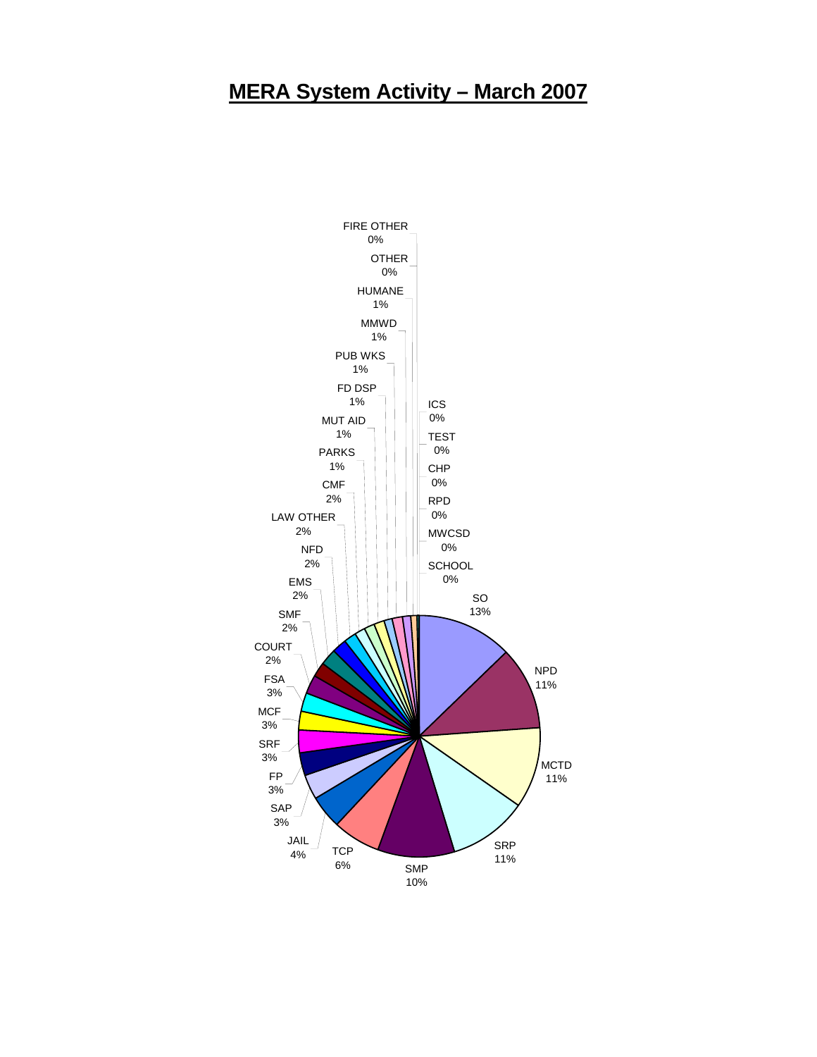# MERA System Activity – March 2007

FIRE OTHER 0%

OTHER 0%

HUMANE 1%

MMWD 1%

PUB WKS 1%

FD DSP 1%

MUT AID 1%

PARKS 1%

CMF 2%

LAW OTHER 2%

NFD 2%

EMS 2%

SMF 2%

COURT 2%

FSA 3%

MCF 3%

SRF 3%

FP 3%

SAP 3%

JAIL 4%

TCP 6%

SMP 10%

SRP 11%

MCTD 11%

NPD 11%

SO 13%

SCHOOL 0%

MWCSD 0%

RPD 0%

CHP 0%

TEST 0%

ICS 0%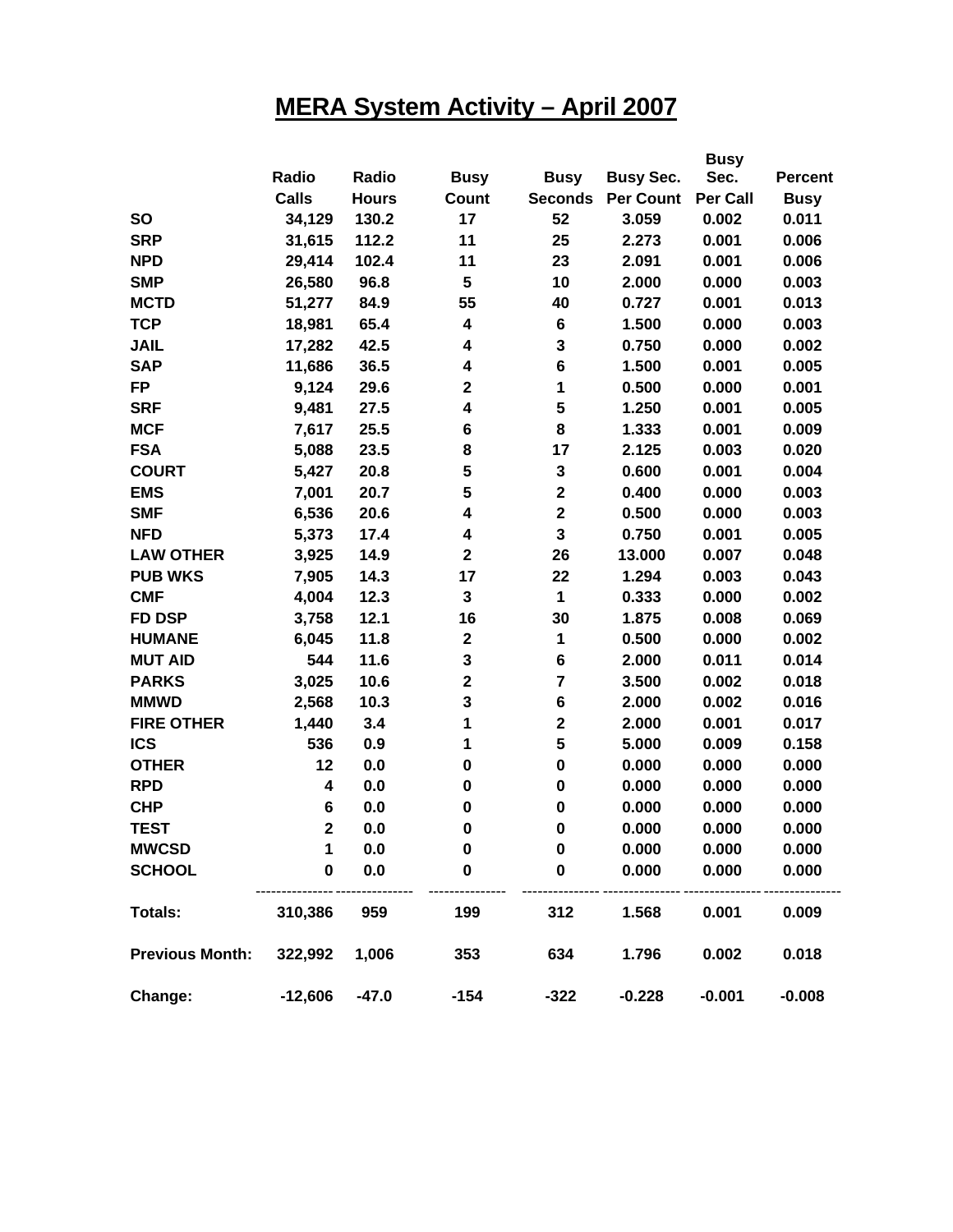# MERA System Activity – April 2007

| | Radio Calls | Radio Hours | Busy Count | Busy Seconds | Busy Sec. Per Count | Busy Sec. Per Call | Percent Busy |
|---|---|---|---|---|---|---|---|
| **SO** | 34,129 | 130.2 | 17 | 52 | 3.059 | 0.002 | 0.011 |
| **SRP** | 31,615 | 112.2 | 11 | 25 | 2.273 | 0.001 | 0.006 |
| **NPD** | 29,414 | 102.4 | 11 | 23 | 2.091 | 0.001 | 0.006 |
| **SMP** | 26,580 | 96.8 | 5 | 10 | 2.000 | 0.000 | 0.003 |
| **MCTD** | 51,277 | 84.9 | 55 | 40 | 0.727 | 0.001 | 0.013 |
| **TCP** | 18,981 | 65.4 | 4 | 6 | 1.500 | 0.000 | 0.003 |
| **JAIL** | 17,282 | 42.5 | 4 | 3 | 0.750 | 0.000 | 0.002 |
| **SAP** | 11,686 | 36.5 | 4 | 6 | 1.500 | 0.001 | 0.005 |
| **FP** | 9,124 | 29.6 | 2 | 1 | 0.500 | 0.000 | 0.001 |
| **SRF** | 9,481 | 27.5 | 4 | 5 | 1.250 | 0.001 | 0.005 |
| **MCF** | 7,617 | 25.5 | 6 | 8 | 1.333 | 0.001 | 0.009 |
| **FSA** | 5,088 | 23.5 | 8 | 17 | 2.125 | 0.003 | 0.020 |
| **COURT** | 5,427 | 20.8 | 5 | 3 | 0.600 | 0.001 | 0.004 |
| **EMS** | 7,001 | 20.7 | 5 | 2 | 0.400 | 0.000 | 0.003 |
| **SMF** | 6,536 | 20.6 | 4 | 2 | 0.500 | 0.000 | 0.003 |
| **NFD** | 5,373 | 17.4 | 4 | 3 | 0.750 | 0.001 | 0.005 |
| **LAW OTHER** | 3,925 | 14.9 | 2 | 26 | 13.000 | 0.007 | 0.048 |
| **PUB WKS** | 7,905 | 14.3 | 17 | 22 | 1.294 | 0.003 | 0.043 |
| **CMF** | 4,004 | 12.3 | 3 | 1 | 0.333 | 0.000 | 0.002 |
| **FD DSP** | 3,758 | 12.1 | 16 | 30 | 1.875 | 0.008 | 0.069 |
| **HUMANE** | 6,045 | 11.8 | 2 | 1 | 0.500 | 0.000 | 0.002 |
| **MUT AID** | 544 | 11.6 | 3 | 6 | 2.000 | 0.011 | 0.014 |
| **PARKS** | 3,025 | 10.6 | 2 | 7 | 3.500 | 0.002 | 0.018 |
| **MMWD** | 2,568 | 10.3 | 3 | 6 | 2.000 | 0.002 | 0.016 |
| **FIRE OTHER** | 1,440 | 3.4 | 1 | 2 | 2.000 | 0.001 | 0.017 |
| **ICS** | 536 | 0.9 | 1 | 5 | 5.000 | 0.009 | 0.158 |
| **OTHER** | 12 | 0.0 | 0 | 0 | 0.000 | 0.000 | 0.000 |
| **RPD** | 4 | 0.0 | 0 | 0 | 0.000 | 0.000 | 0.000 |
| **CHP** | 6 | 0.0 | 0 | 0 | 0.000 | 0.000 | 0.000 |
| **TEST** | 2 | 0.0 | 0 | 0 | 0.000 | 0.000 | 0.000 |
| **MWCSD** | 1 | 0.0 | 0 | 0 | 0.000 | 0.000 | 0.000 |
| **SCHOOL** | 0 | 0.0 | 0 | 0 | 0.000 | 0.000 | 0.000 |
| **Totals:** | 310,386 | 959 | 199 | 312 | 1.568 | 0.001 | 0.009 |
| **Previous Month:** | 322,992 | 1,006 | 353 | 634 | 1.796 | 0.002 | 0.018 |
| **Change:** | -12,606 | -47.0 | -154 | -322 | -0.228 | -0.001 | -0.008 |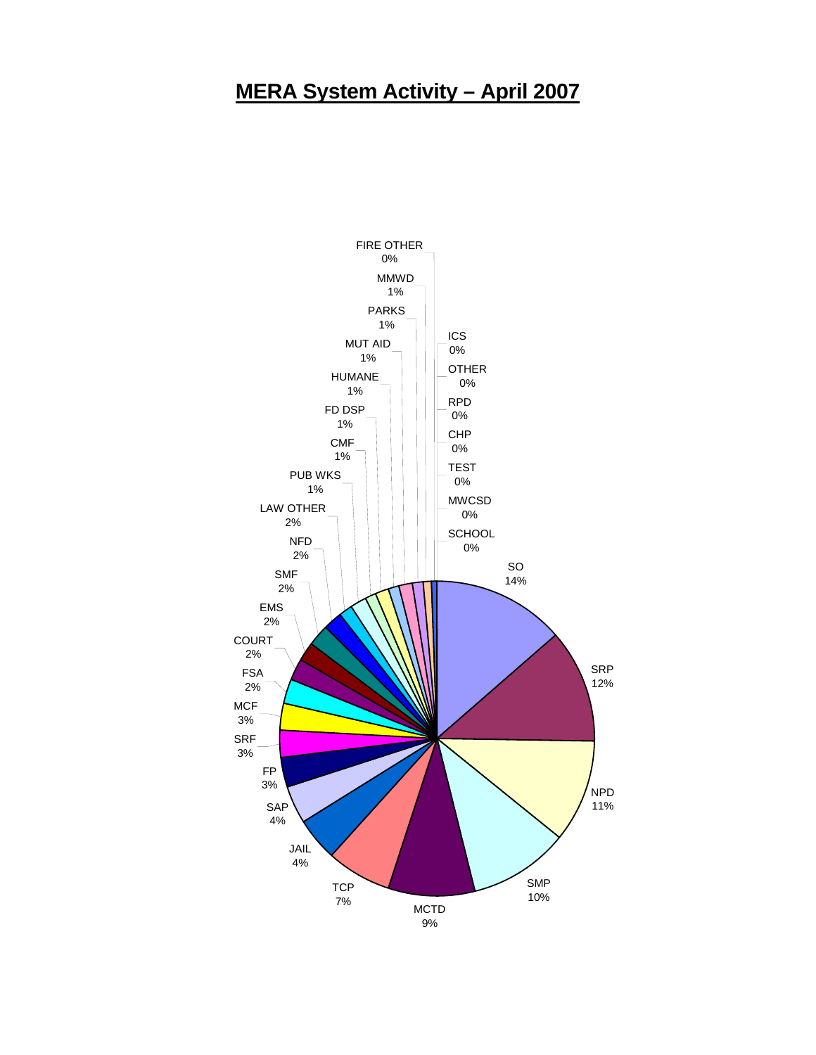# MERA System Activity – April 2007

FIRE OTHER 0%
MMWD 1%
PARKS 1%
MUT AID 1%
HUMANE 1%
FD DSP 1%
CMF 1%
PUB WKS 1%
LAW OTHER 2%
NFD 2%
SMF 2%
EMS 2%
COURT 2%
FSA 2%
MCF 3%
SRF 3%
FP 3%
SAP 4%
JAIL 4%
TCP 7%
MCTD 9%
SMP 10%
NPD 11%
SRP 12%
SO 14%
SCHOOL 0%
MWCSD 0%
TEST 0%
CHP 0%
RPD 0%
OTHER 0%
ICS 0%